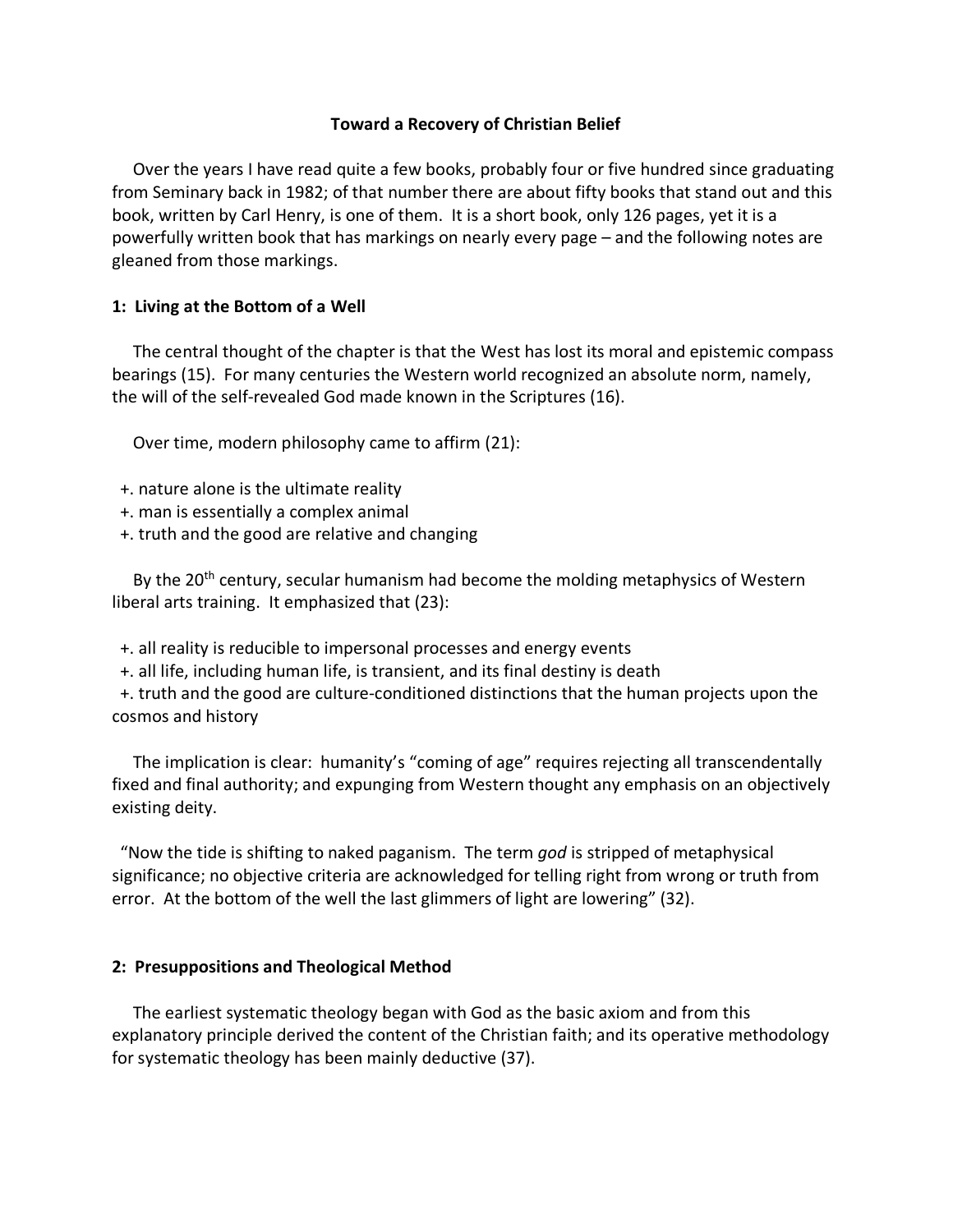# Toward a Recovery of Christian Belief

Over the years I have read quite a few books, probably four or five hundred since graduating from Seminary back in 1982; of that number there are about fifty books that stand out and this book, written by Carl Henry, is one of them. It is a short book, only 126 pages, yet it is a powerfully written book that has markings on nearly every page – and the following notes are gleaned from those markings.

## 1: Living at the Bottom of a Well

The central thought of the chapter is that the West has lost its moral and epistemic compass bearings (15). For many centuries the Western world recognized an absolute norm, namely, the will of the self-revealed God made known in the Scriptures (16).

Over time, modern philosophy came to affirm (21):

+. nature alone is the ultimate reality
+. man is essentially a complex animal
+. truth and the good are relative and changing

By the 20th century, secular humanism had become the molding metaphysics of Western liberal arts training. It emphasized that (23):

+. all reality is reducible to impersonal processes and energy events
+. all life, including human life, is transient, and its final destiny is death
+. truth and the good are culture-conditioned distinctions that the human projects upon the cosmos and history

The implication is clear: humanity's "coming of age" requires rejecting all transcendentally fixed and final authority; and expunging from Western thought any emphasis on an objectively existing deity.

"Now the tide is shifting to naked paganism. The term *god* is stripped of metaphysical significance; no objective criteria are acknowledged for telling right from wrong or truth from error. At the bottom of the well the last glimmers of light are lowering" (32).

## 2: Presuppositions and Theological Method

The earliest systematic theology began with God as the basic axiom and from this explanatory principle derived the content of the Christian faith; and its operative methodology for systematic theology has been mainly deductive (37).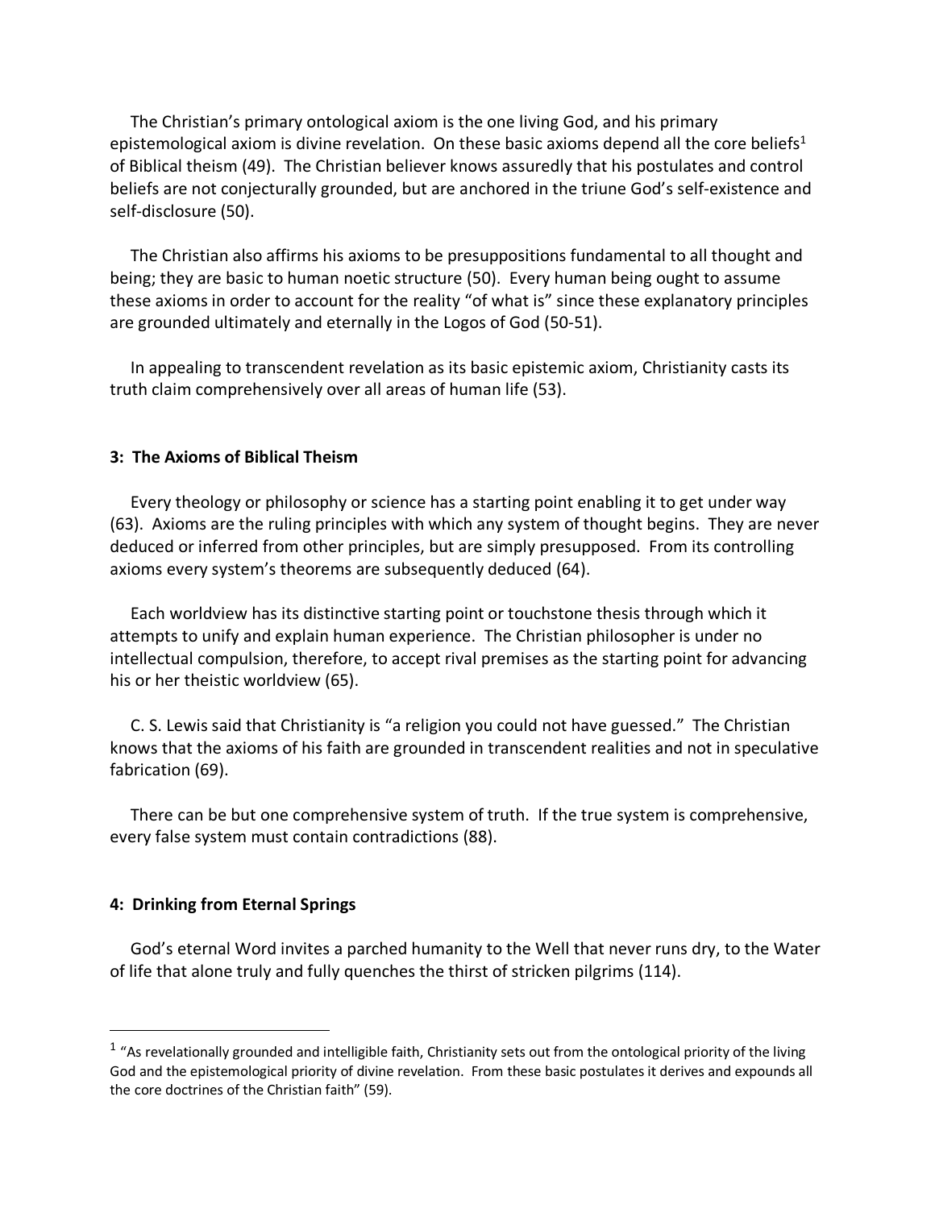The Christian's primary ontological axiom is the one living God, and his primary epistemological axiom is divine revelation. On these basic axioms depend all the core beliefs[1] of Biblical theism (49). The Christian believer knows assuredly that his postulates and control beliefs are not conjecturally grounded, but are anchored in the triune God's self-existence and self-disclosure (50).

The Christian also affirms his axioms to be presuppositions fundamental to all thought and being; they are basic to human noetic structure (50). Every human being ought to assume these axioms in order to account for the reality "of what is" since these explanatory principles are grounded ultimately and eternally in the Logos of God (50-51).

In appealing to transcendent revelation as its basic epistemic axiom, Christianity casts its truth claim comprehensively over all areas of human life (53).

### 3: The Axioms of Biblical Theism

Every theology or philosophy or science has a starting point enabling it to get under way (63). Axioms are the ruling principles with which any system of thought begins. They are never deduced or inferred from other principles, but are simply presupposed. From its controlling axioms every system's theorems are subsequently deduced (64).

Each worldview has its distinctive starting point or touchstone thesis through which it attempts to unify and explain human experience. The Christian philosopher is under no intellectual compulsion, therefore, to accept rival premises as the starting point for advancing his or her theistic worldview (65).

C. S. Lewis said that Christianity is "a religion you could not have guessed." The Christian knows that the axioms of his faith are grounded in transcendent realities and not in speculative fabrication (69).

There can be but one comprehensive system of truth. If the true system is comprehensive, every false system must contain contradictions (88).

### 4: Drinking from Eternal Springs

God's eternal Word invites a parched humanity to the Well that never runs dry, to the Water of life that alone truly and fully quenches the thirst of stricken pilgrims (114).

---

[1] "As revelationally grounded and intelligible faith, Christianity sets out from the ontological priority of the living God and the epistemological priority of divine revelation. From these basic postulates it derives and expounds all the core doctrines of the Christian faith" (59).